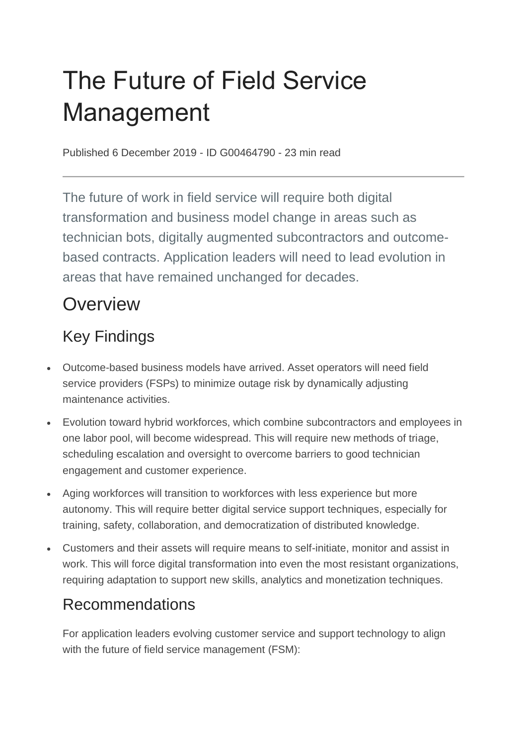# The Future of Field Service Management

Published 6 December 2019 - ID G00464790 - 23 min read

---

The future of work in field service will require both digital transformation and business model change in areas such as technician bots, digitally augmented subcontractors and outcome-based contracts. Application leaders will need to lead evolution in areas that have remained unchanged for decades.

## Overview

### Key Findings

- Outcome-based business models have arrived. Asset operators will need field service providers (FSPs) to minimize outage risk by dynamically adjusting maintenance activities.
- Evolution toward hybrid workforces, which combine subcontractors and employees in one labor pool, will become widespread. This will require new methods of triage, scheduling escalation and oversight to overcome barriers to good technician engagement and customer experience.
- Aging workforces will transition to workforces with less experience but more autonomy. This will require better digital service support techniques, especially for training, safety, collaboration, and democratization of distributed knowledge.
- Customers and their assets will require means to self-initiate, monitor and assist in work. This will force digital transformation into even the most resistant organizations, requiring adaptation to support new skills, analytics and monetization techniques.

### Recommendations

For application leaders evolving customer service and support technology to align with the future of field service management (FSM):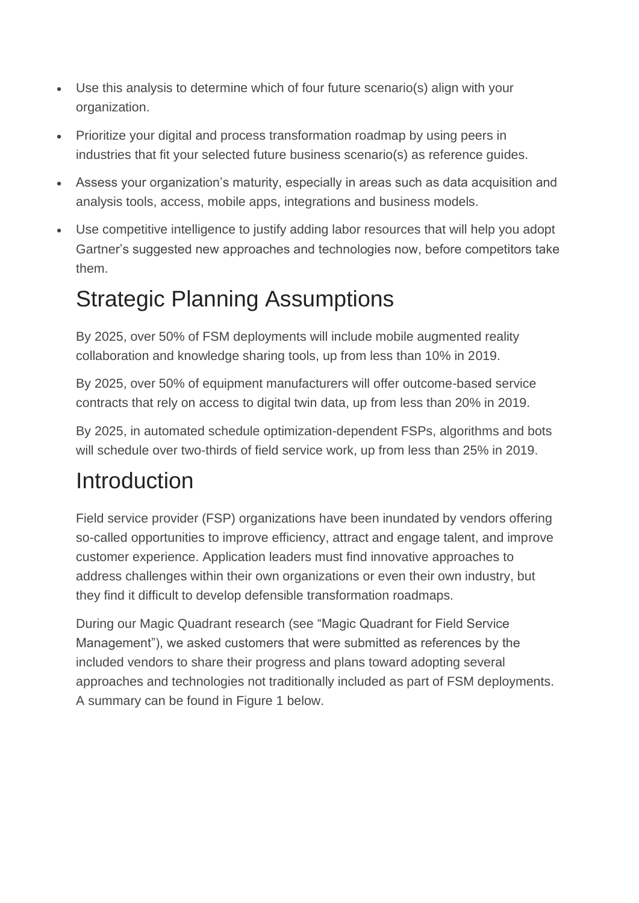- Use this analysis to determine which of four future scenario(s) align with your organization.
- Prioritize your digital and process transformation roadmap by using peers in industries that fit your selected future business scenario(s) as reference guides.
- Assess your organization's maturity, especially in areas such as data acquisition and analysis tools, access, mobile apps, integrations and business models.
- Use competitive intelligence to justify adding labor resources that will help you adopt Gartner's suggested new approaches and technologies now, before competitors take them.

# Strategic Planning Assumptions

By 2025, over 50% of FSM deployments will include mobile augmented reality collaboration and knowledge sharing tools, up from less than 10% in 2019.

By 2025, over 50% of equipment manufacturers will offer outcome-based service contracts that rely on access to digital twin data, up from less than 20% in 2019.

By 2025, in automated schedule optimization-dependent FSPs, algorithms and bots will schedule over two-thirds of field service work, up from less than 25% in 2019.

# Introduction

Field service provider (FSP) organizations have been inundated by vendors offering so-called opportunities to improve efficiency, attract and engage talent, and improve customer experience. Application leaders must find innovative approaches to address challenges within their own organizations or even their own industry, but they find it difficult to develop defensible transformation roadmaps.

During our Magic Quadrant research (see "Magic Quadrant for Field Service Management"), we asked customers that were submitted as references by the included vendors to share their progress and plans toward adopting several approaches and technologies not traditionally included as part of FSM deployments. A summary can be found in Figure 1 below.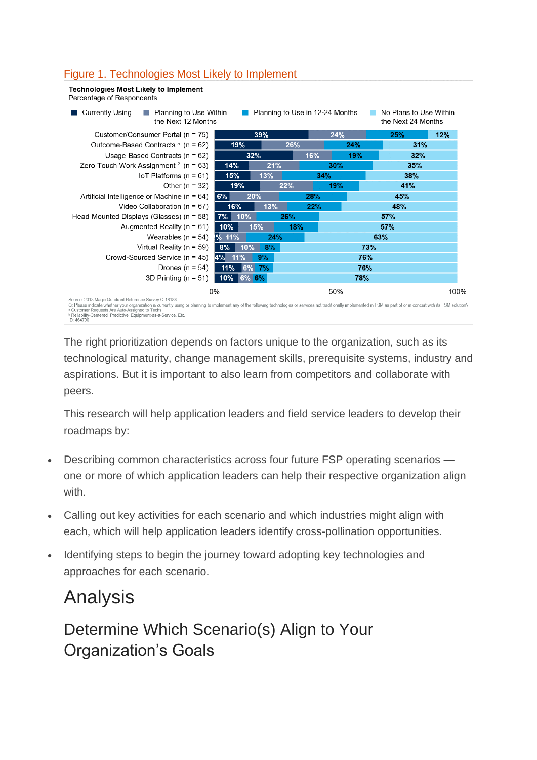Figure 1. Technologies Most Likely to Implement

**Technologies Most Likely to Implement**
Percentage of Respondents

| Technology | Currently Using | Planning to Use Within the Next 12 Months | Planning to Use in 12-24 Months | No Plans to Use Within the Next 24 Months |
|---|---|---|---|---|
| Customer/Consumer Portal (n = 75) | 39% | 24% | 25% | 12% |
| Outcome-Based Contracts [a] (n = 62) | 19% | 26% | 24% | 31% |
| Usage-Based Contracts (n = 62) | 32% | 16% | 19% | 32% |
| Zero-Touch Work Assignment [b] (n = 63) | 14% | 21% | 30% | 35% |
| IoT Platforms (n = 61) | 15% | 13% | 34% | 38% |
| Other (n = 32) | 19% | 22% | 19% | 41% |
| Artificial Intelligence or Machine (n = 64) | 6% | 20% | 28% | 45% |
| Video Collaboration (n = 67) | 16% | 13% | 22% | 48% |
| Head-Mounted Displays (Glasses) (n = 58) | 7% | 10% | 26% | 57% |
| Augmented Reality (n = 61) | 10% | 15% | 18% | 57% |
| Wearables (n = 54) | 2% | 11% | 24% | 63% |
| Virtual Reality (n = 59) | 8% | 10% | 8% | 73% |
| Crowd-Sourced Service (n = 45) | 4% | 11% | 9% | 76% |
| Drones (n = 54) | 11% | 6% | 7% | 76% |
| 3D Printing (n = 51) | 10% | 6% | 6% | 78% |

Source: 2018 Magic Quadrant Reference Survey Q-18188
Q: Please indicate whether your organization is currently using or planning to implement any of the following technologies or services not traditionally implemented in FSM as part of or in concert with its FSM solution?
[a] Customer Requests Are Auto-Assigned to Techs
[b] Reliability-Centered, Predictive, Equipment-as-a-Service, Etc.
ID: 404790

The right prioritization depends on factors unique to the organization, such as its technological maturity, change management skills, prerequisite systems, industry and aspirations. But it is important to also learn from competitors and collaborate with peers.

This research will help application leaders and field service leaders to develop their roadmaps by:

- Describing common characteristics across four future FSP operating scenarios — one or more of which application leaders can help their respective organization align with.
- Calling out key activities for each scenario and which industries might align with each, which will help application leaders identify cross-pollination opportunities.
- Identifying steps to begin the journey toward adopting key technologies and approaches for each scenario.

# Analysis

## Determine Which Scenario(s) Align to Your Organization's Goals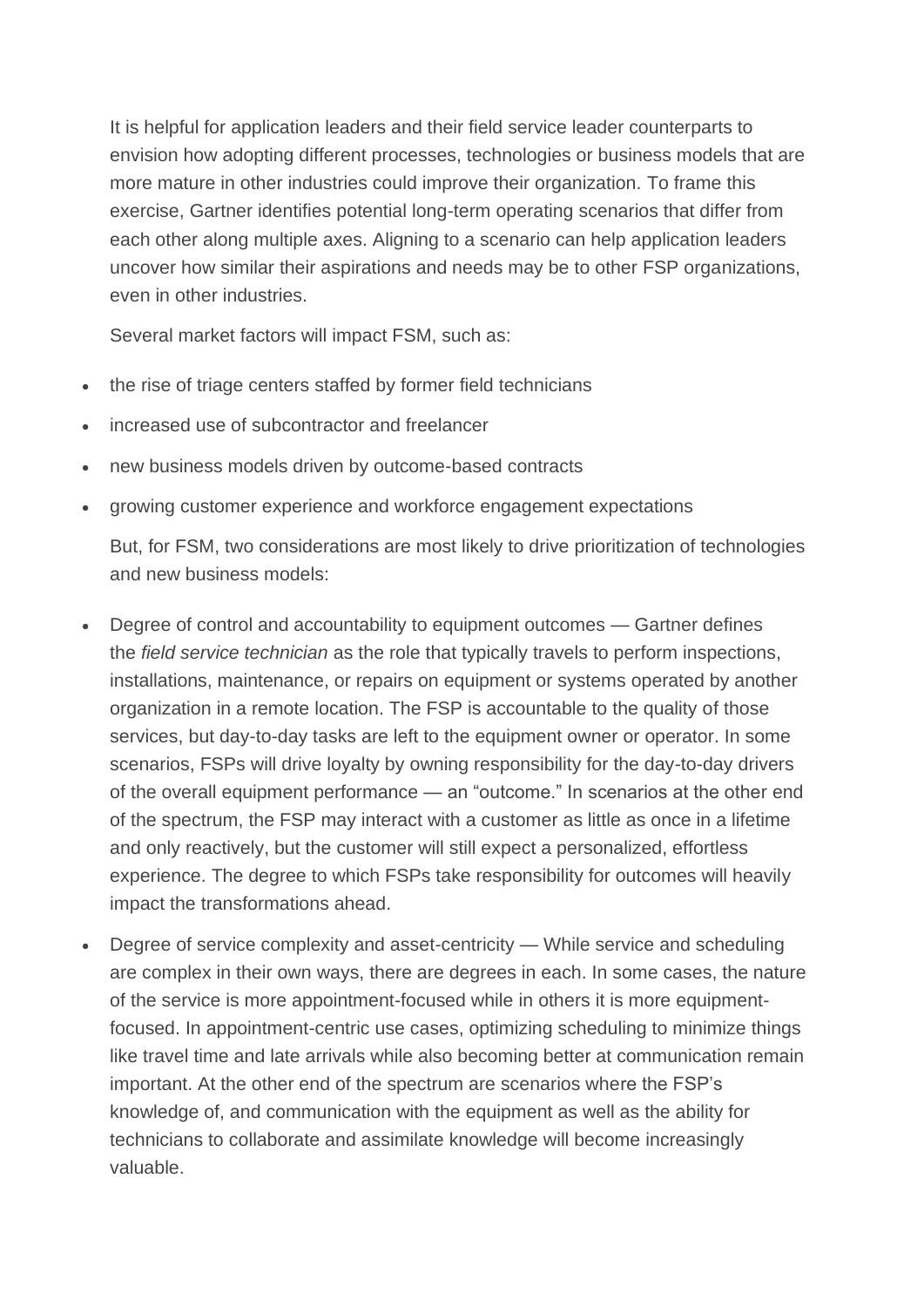It is helpful for application leaders and their field service leader counterparts to envision how adopting different processes, technologies or business models that are more mature in other industries could improve their organization. To frame this exercise, Gartner identifies potential long-term operating scenarios that differ from each other along multiple axes. Aligning to a scenario can help application leaders uncover how similar their aspirations and needs may be to other FSP organizations, even in other industries.

Several market factors will impact FSM, such as:

- the rise of triage centers staffed by former field technicians
- increased use of subcontractor and freelancer
- new business models driven by outcome-based contracts
- growing customer experience and workforce engagement expectations

But, for FSM, two considerations are most likely to drive prioritization of technologies and new business models:

- Degree of control and accountability to equipment outcomes — Gartner defines the *field service technician* as the role that typically travels to perform inspections, installations, maintenance, or repairs on equipment or systems operated by another organization in a remote location. The FSP is accountable to the quality of those services, but day-to-day tasks are left to the equipment owner or operator. In some scenarios, FSPs will drive loyalty by owning responsibility for the day-to-day drivers of the overall equipment performance — an "outcome." In scenarios at the other end of the spectrum, the FSP may interact with a customer as little as once in a lifetime and only reactively, but the customer will still expect a personalized, effortless experience. The degree to which FSPs take responsibility for outcomes will heavily impact the transformations ahead.
- Degree of service complexity and asset-centricity — While service and scheduling are complex in their own ways, there are degrees in each. In some cases, the nature of the service is more appointment-focused while in others it is more equipment-focused. In appointment-centric use cases, optimizing scheduling to minimize things like travel time and late arrivals while also becoming better at communication remain important. At the other end of the spectrum are scenarios where the FSP's knowledge of, and communication with the equipment as well as the ability for technicians to collaborate and assimilate knowledge will become increasingly valuable.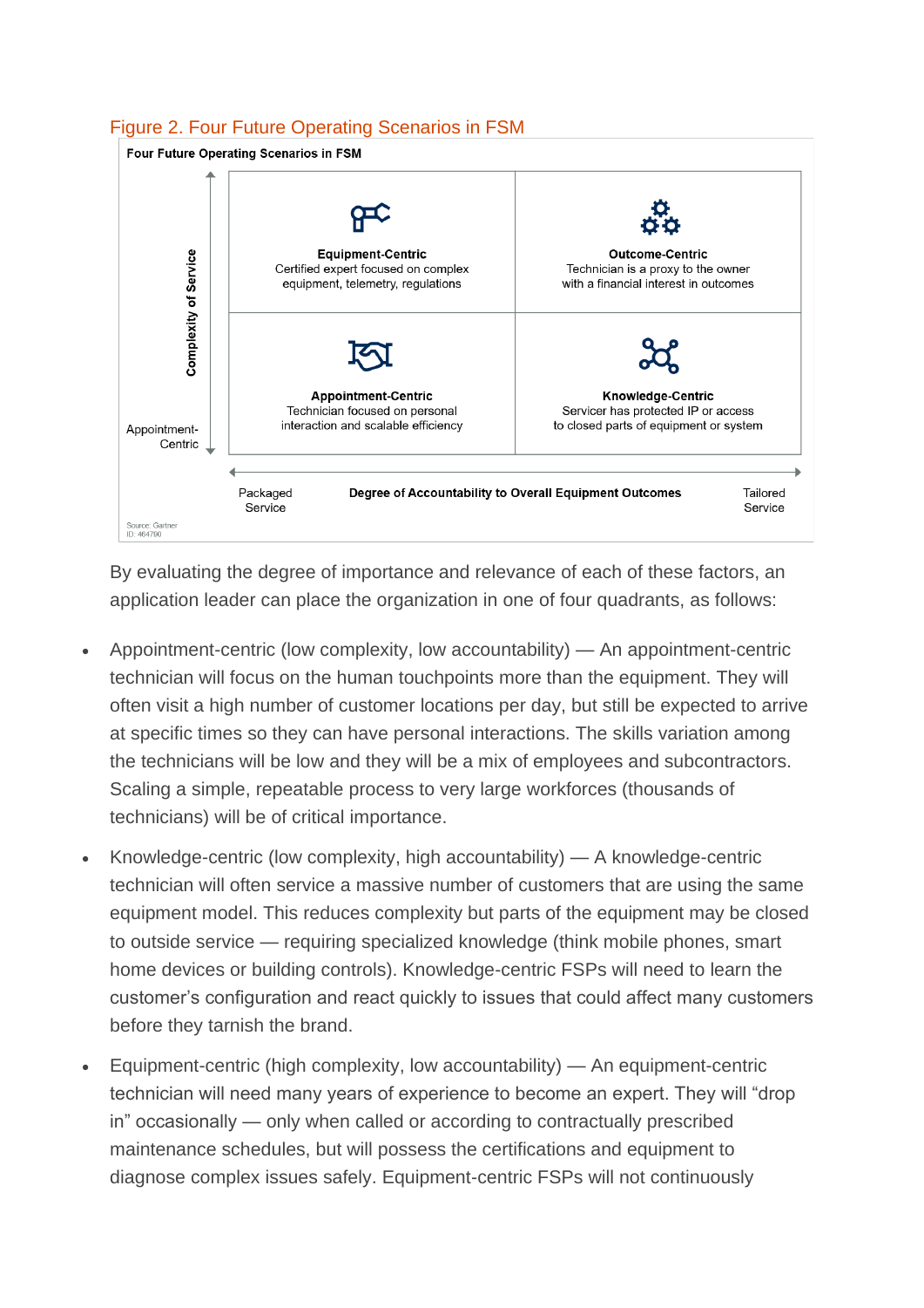Figure 2. Four Future Operating Scenarios in FSM

**Four Future Operating Scenarios in FSM**

| Complexity of Service | Packaged Service | Tailored Service |
|---|---|---|
| High | **Equipment-Centric** Certified expert focused on complex equipment, telemetry, regulations | **Outcome-Centric** Technician is a proxy to the owner with a financial interest in outcomes |
| Appointment-Centric | **Appointment-Centric** Technician focused on personal interaction and scalable efficiency | **Knowledge-Centric** Servicer has protected IP or access to closed parts of equipment or system |

Degree of Accountability to Overall Equipment Outcomes

Source: Gartner
ID: 464790

By evaluating the degree of importance and relevance of each of these factors, an application leader can place the organization in one of four quadrants, as follows:

- Appointment-centric (low complexity, low accountability) — An appointment-centric technician will focus on the human touchpoints more than the equipment. They will often visit a high number of customer locations per day, but still be expected to arrive at specific times so they can have personal interactions. The skills variation among the technicians will be low and they will be a mix of employees and subcontractors. Scaling a simple, repeatable process to very large workforces (thousands of technicians) will be of critical importance.
- Knowledge-centric (low complexity, high accountability) — A knowledge-centric technician will often service a massive number of customers that are using the same equipment model. This reduces complexity but parts of the equipment may be closed to outside service — requiring specialized knowledge (think mobile phones, smart home devices or building controls). Knowledge-centric FSPs will need to learn the customer's configuration and react quickly to issues that could affect many customers before they tarnish the brand.
- Equipment-centric (high complexity, low accountability) — An equipment-centric technician will need many years of experience to become an expert. They will "drop in" occasionally — only when called or according to contractually prescribed maintenance schedules, but will possess the certifications and equipment to diagnose complex issues safely. Equipment-centric FSPs will not continuously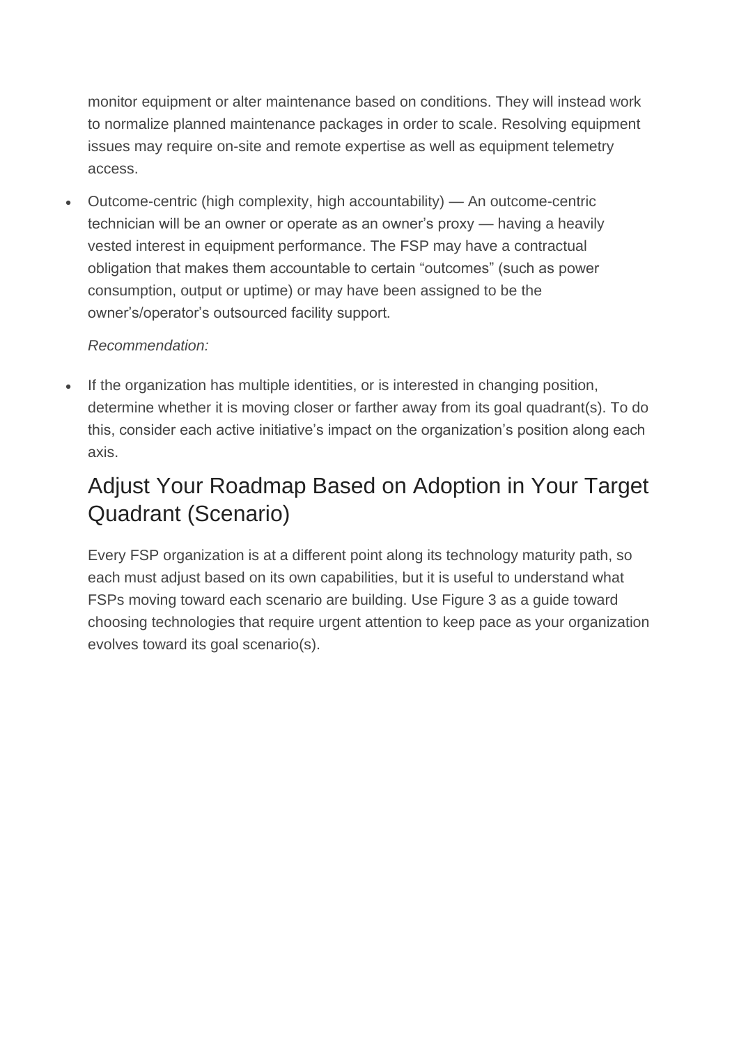monitor equipment or alter maintenance based on conditions. They will instead work to normalize planned maintenance packages in order to scale. Resolving equipment issues may require on-site and remote expertise as well as equipment telemetry access.

- Outcome-centric (high complexity, high accountability) — An outcome-centric technician will be an owner or operate as an owner's proxy — having a heavily vested interest in equipment performance. The FSP may have a contractual obligation that makes them accountable to certain "outcomes" (such as power consumption, output or uptime) or may have been assigned to be the owner's/operator's outsourced facility support.

  *Recommendation:*

- If the organization has multiple identities, or is interested in changing position, determine whether it is moving closer or farther away from its goal quadrant(s). To do this, consider each active initiative's impact on the organization's position along each axis.

## Adjust Your Roadmap Based on Adoption in Your Target Quadrant (Scenario)

Every FSP organization is at a different point along its technology maturity path, so each must adjust based on its own capabilities, but it is useful to understand what FSPs moving toward each scenario are building. Use Figure 3 as a guide toward choosing technologies that require urgent attention to keep pace as your organization evolves toward its goal scenario(s).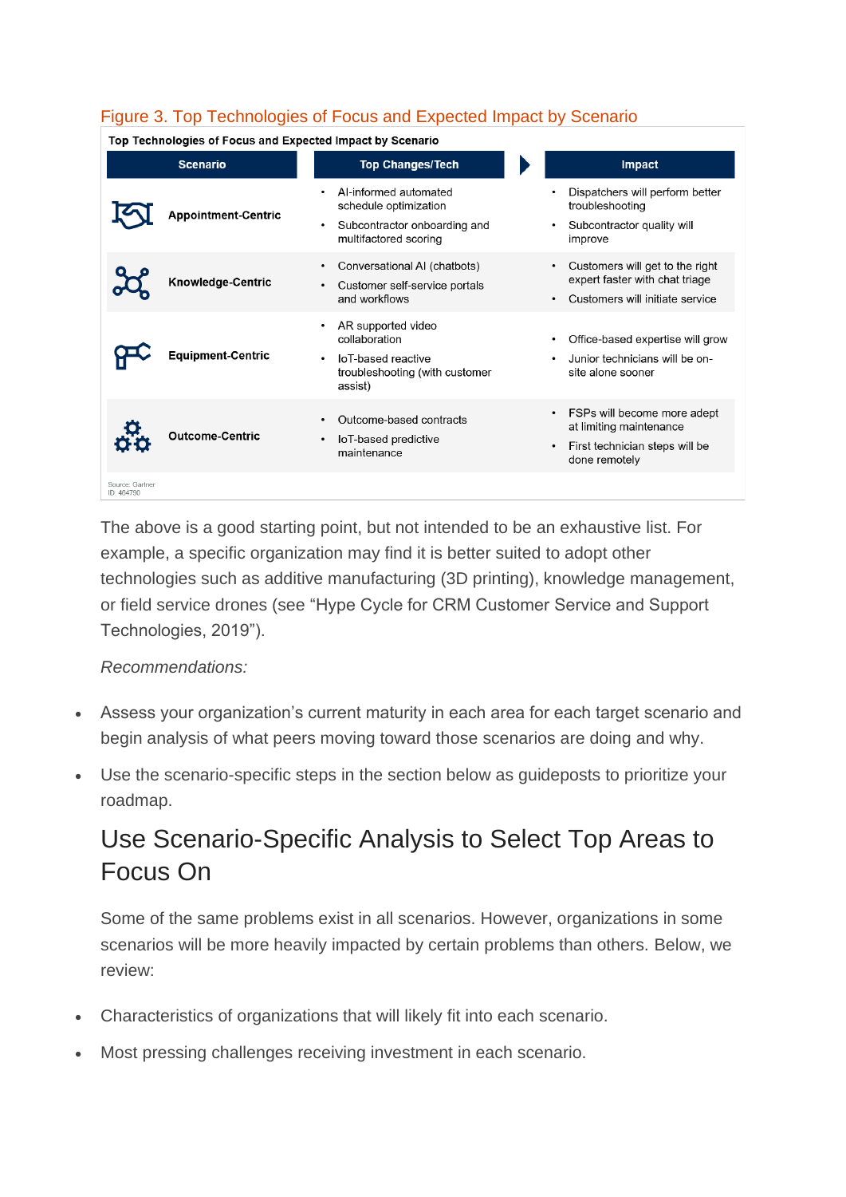Figure 3. Top Technologies of Focus and Expected Impact by Scenario

**Top Technologies of Focus and Expected Impact by Scenario**

| Scenario | Top Changes/Tech | Impact |
|---|---|---|
| Appointment-Centric | • AI-informed automated schedule optimization<br>• Subcontractor onboarding and multifactored scoring | • Dispatchers will perform better troubleshooting<br>• Subcontractor quality will improve |
| Knowledge-Centric | • Conversational AI (chatbots)<br>• Customer self-service portals and workflows | • Customers will get to the right expert faster with chat triage<br>• Customers will initiate service |
| Equipment-Centric | • AR supported video collaboration<br>• IoT-based reactive troubleshooting (with customer assist) | • Office-based expertise will grow<br>• Junior technicians will be on-site alone sooner |
| Outcome-Centric | • Outcome-based contracts<br>• IoT-based predictive maintenance | • FSPs will become more adept at limiting maintenance<br>• First technician steps will be done remotely |

Source: Gartner
ID: 464790

The above is a good starting point, but not intended to be an exhaustive list. For example, a specific organization may find it is better suited to adopt other technologies such as additive manufacturing (3D printing), knowledge management, or field service drones (see "Hype Cycle for CRM Customer Service and Support Technologies, 2019").

*Recommendations:*

- Assess your organization's current maturity in each area for each target scenario and begin analysis of what peers moving toward those scenarios are doing and why.
- Use the scenario-specific steps in the section below as guideposts to prioritize your roadmap.

## Use Scenario-Specific Analysis to Select Top Areas to Focus On

Some of the same problems exist in all scenarios. However, organizations in some scenarios will be more heavily impacted by certain problems than others. Below, we review:

- Characteristics of organizations that will likely fit into each scenario.
- Most pressing challenges receiving investment in each scenario.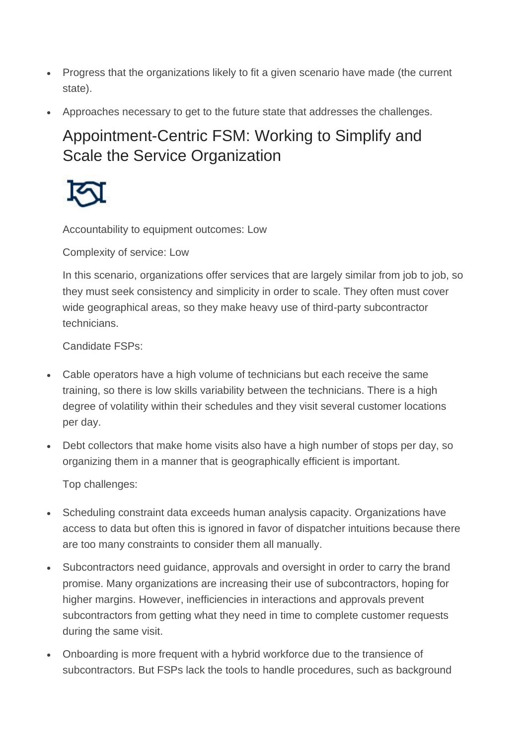- Progress that the organizations likely to fit a given scenario have made (the current state).
- Approaches necessary to get to the future state that addresses the challenges.

## Appointment-Centric FSM: Working to Simplify and Scale the Service Organization

Accountability to equipment outcomes: Low

Complexity of service: Low

In this scenario, organizations offer services that are largely similar from job to job, so they must seek consistency and simplicity in order to scale. They often must cover wide geographical areas, so they make heavy use of third-party subcontractor technicians.

Candidate FSPs:

- Cable operators have a high volume of technicians but each receive the same training, so there is low skills variability between the technicians. There is a high degree of volatility within their schedules and they visit several customer locations per day.
- Debt collectors that make home visits also have a high number of stops per day, so organizing them in a manner that is geographically efficient is important.

Top challenges:

- Scheduling constraint data exceeds human analysis capacity. Organizations have access to data but often this is ignored in favor of dispatcher intuitions because there are too many constraints to consider them all manually.
- Subcontractors need guidance, approvals and oversight in order to carry the brand promise. Many organizations are increasing their use of subcontractors, hoping for higher margins. However, inefficiencies in interactions and approvals prevent subcontractors from getting what they need in time to complete customer requests during the same visit.
- Onboarding is more frequent with a hybrid workforce due to the transience of subcontractors. But FSPs lack the tools to handle procedures, such as background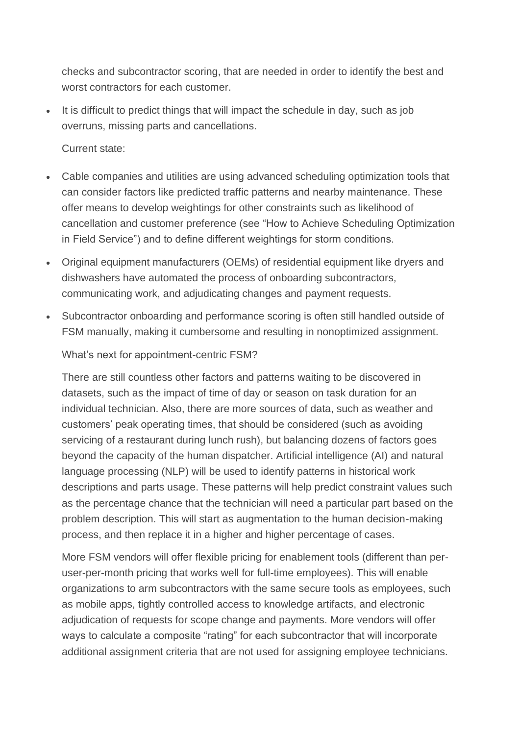checks and subcontractor scoring, that are needed in order to identify the best and worst contractors for each customer.

- It is difficult to predict things that will impact the schedule in day, such as job overruns, missing parts and cancellations.

Current state:

- Cable companies and utilities are using advanced scheduling optimization tools that can consider factors like predicted traffic patterns and nearby maintenance. These offer means to develop weightings for other constraints such as likelihood of cancellation and customer preference (see "How to Achieve Scheduling Optimization in Field Service") and to define different weightings for storm conditions.
- Original equipment manufacturers (OEMs) of residential equipment like dryers and dishwashers have automated the process of onboarding subcontractors, communicating work, and adjudicating changes and payment requests.
- Subcontractor onboarding and performance scoring is often still handled outside of FSM manually, making it cumbersome and resulting in nonoptimized assignment.

What's next for appointment-centric FSM?

There are still countless other factors and patterns waiting to be discovered in datasets, such as the impact of time of day or season on task duration for an individual technician. Also, there are more sources of data, such as weather and customers' peak operating times, that should be considered (such as avoiding servicing of a restaurant during lunch rush), but balancing dozens of factors goes beyond the capacity of the human dispatcher. Artificial intelligence (AI) and natural language processing (NLP) will be used to identify patterns in historical work descriptions and parts usage. These patterns will help predict constraint values such as the percentage chance that the technician will need a particular part based on the problem description. This will start as augmentation to the human decision-making process, and then replace it in a higher and higher percentage of cases.

More FSM vendors will offer flexible pricing for enablement tools (different than per-user-per-month pricing that works well for full-time employees). This will enable organizations to arm subcontractors with the same secure tools as employees, such as mobile apps, tightly controlled access to knowledge artifacts, and electronic adjudication of requests for scope change and payments. More vendors will offer ways to calculate a composite "rating" for each subcontractor that will incorporate additional assignment criteria that are not used for assigning employee technicians.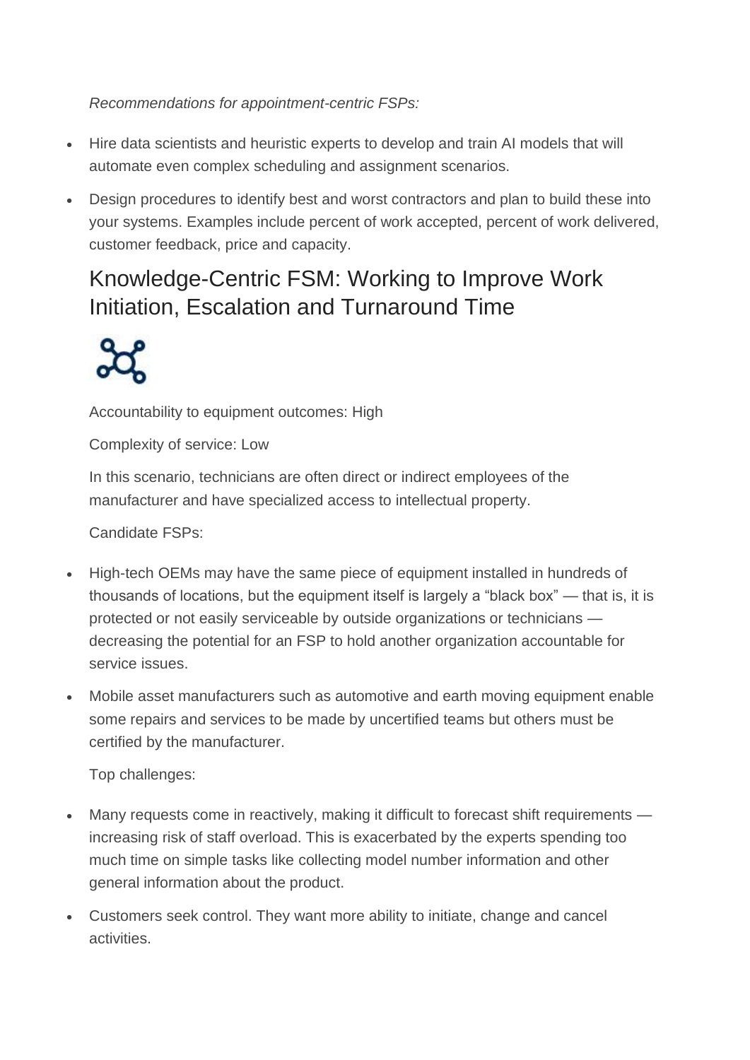*Recommendations for appointment-centric FSPs:*

- Hire data scientists and heuristic experts to develop and train AI models that will automate even complex scheduling and assignment scenarios.
- Design procedures to identify best and worst contractors and plan to build these into your systems. Examples include percent of work accepted, percent of work delivered, customer feedback, price and capacity.

## Knowledge-Centric FSM: Working to Improve Work Initiation, Escalation and Turnaround Time

Accountability to equipment outcomes: High

Complexity of service: Low

In this scenario, technicians are often direct or indirect employees of the manufacturer and have specialized access to intellectual property.

Candidate FSPs:

- High-tech OEMs may have the same piece of equipment installed in hundreds of thousands of locations, but the equipment itself is largely a "black box" — that is, it is protected or not easily serviceable by outside organizations or technicians — decreasing the potential for an FSP to hold another organization accountable for service issues.
- Mobile asset manufacturers such as automotive and earth moving equipment enable some repairs and services to be made by uncertified teams but others must be certified by the manufacturer.

Top challenges:

- Many requests come in reactively, making it difficult to forecast shift requirements — increasing risk of staff overload. This is exacerbated by the experts spending too much time on simple tasks like collecting model number information and other general information about the product.
- Customers seek control. They want more ability to initiate, change and cancel activities.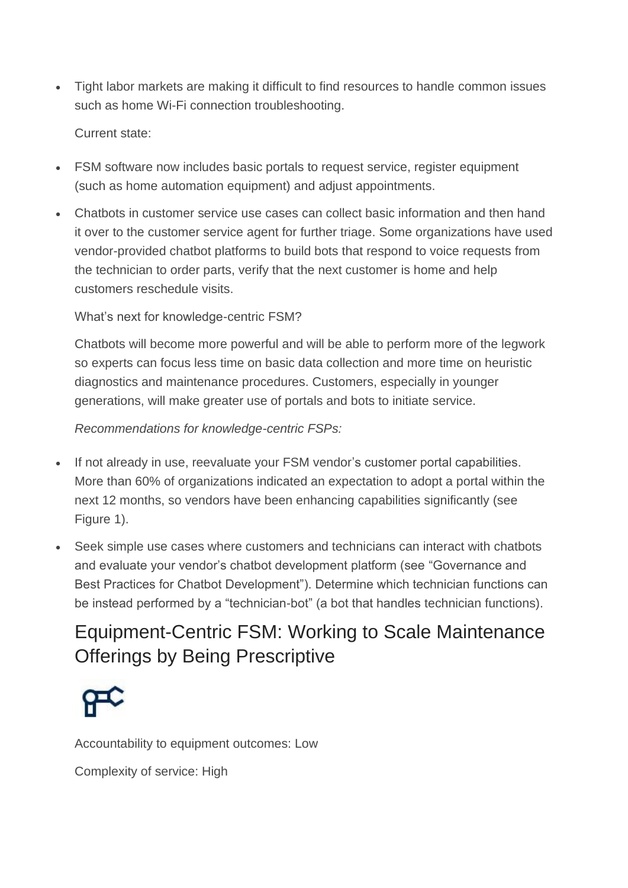- Tight labor markets are making it difficult to find resources to handle common issues such as home Wi-Fi connection troubleshooting.

  Current state:

- FSM software now includes basic portals to request service, register equipment (such as home automation equipment) and adjust appointments.
- Chatbots in customer service use cases can collect basic information and then hand it over to the customer service agent for further triage. Some organizations have used vendor-provided chatbot platforms to build bots that respond to voice requests from the technician to order parts, verify that the next customer is home and help customers reschedule visits.

  What's next for knowledge-centric FSM?

  Chatbots will become more powerful and will be able to perform more of the legwork so experts can focus less time on basic data collection and more time on heuristic diagnostics and maintenance procedures. Customers, especially in younger generations, will make greater use of portals and bots to initiate service.

  *Recommendations for knowledge-centric FSPs:*

- If not already in use, reevaluate your FSM vendor's customer portal capabilities. More than 60% of organizations indicated an expectation to adopt a portal within the next 12 months, so vendors have been enhancing capabilities significantly (see Figure 1).
- Seek simple use cases where customers and technicians can interact with chatbots and evaluate your vendor's chatbot development platform (see "Governance and Best Practices for Chatbot Development"). Determine which technician functions can be instead performed by a "technician-bot" (a bot that handles technician functions).

## Equipment-Centric FSM: Working to Scale Maintenance Offerings by Being Prescriptive

Accountability to equipment outcomes: Low

Complexity of service: High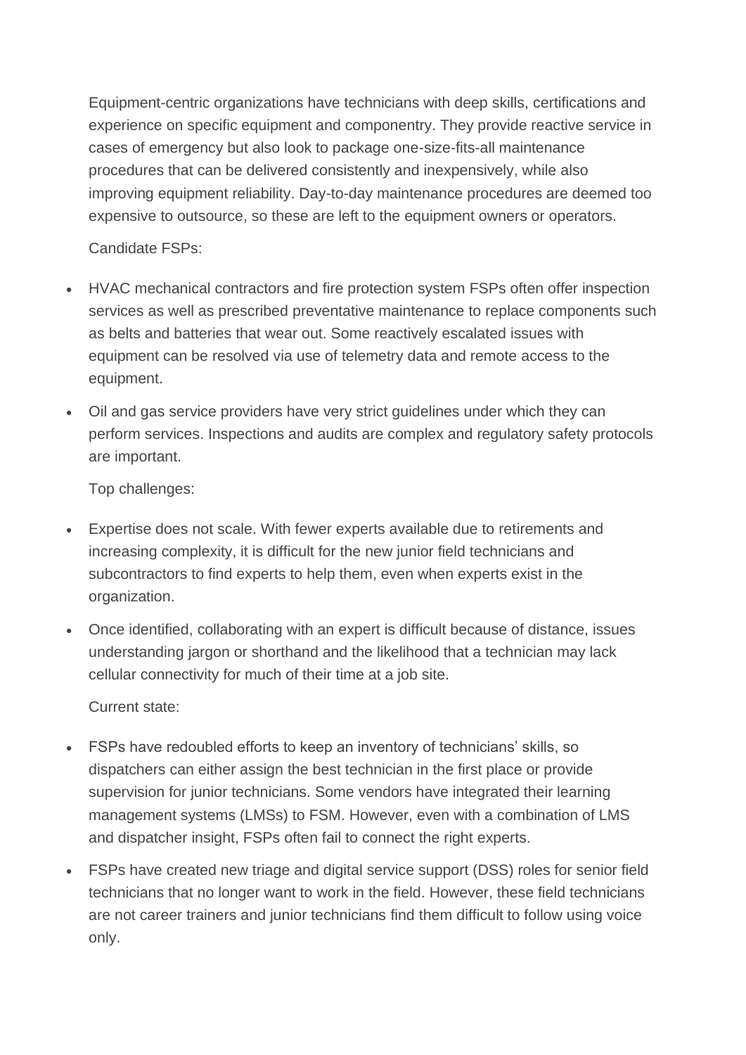Equipment-centric organizations have technicians with deep skills, certifications and experience on specific equipment and componentry. They provide reactive service in cases of emergency but also look to package one-size-fits-all maintenance procedures that can be delivered consistently and inexpensively, while also improving equipment reliability. Day-to-day maintenance procedures are deemed too expensive to outsource, so these are left to the equipment owners or operators.

Candidate FSPs:

- HVAC mechanical contractors and fire protection system FSPs often offer inspection services as well as prescribed preventative maintenance to replace components such as belts and batteries that wear out. Some reactively escalated issues with equipment can be resolved via use of telemetry data and remote access to the equipment.
- Oil and gas service providers have very strict guidelines under which they can perform services. Inspections and audits are complex and regulatory safety protocols are important.

Top challenges:

- Expertise does not scale. With fewer experts available due to retirements and increasing complexity, it is difficult for the new junior field technicians and subcontractors to find experts to help them, even when experts exist in the organization.
- Once identified, collaborating with an expert is difficult because of distance, issues understanding jargon or shorthand and the likelihood that a technician may lack cellular connectivity for much of their time at a job site.

Current state:

- FSPs have redoubled efforts to keep an inventory of technicians' skills, so dispatchers can either assign the best technician in the first place or provide supervision for junior technicians. Some vendors have integrated their learning management systems (LMSs) to FSM. However, even with a combination of LMS and dispatcher insight, FSPs often fail to connect the right experts.
- FSPs have created new triage and digital service support (DSS) roles for senior field technicians that no longer want to work in the field. However, these field technicians are not career trainers and junior technicians find them difficult to follow using voice only.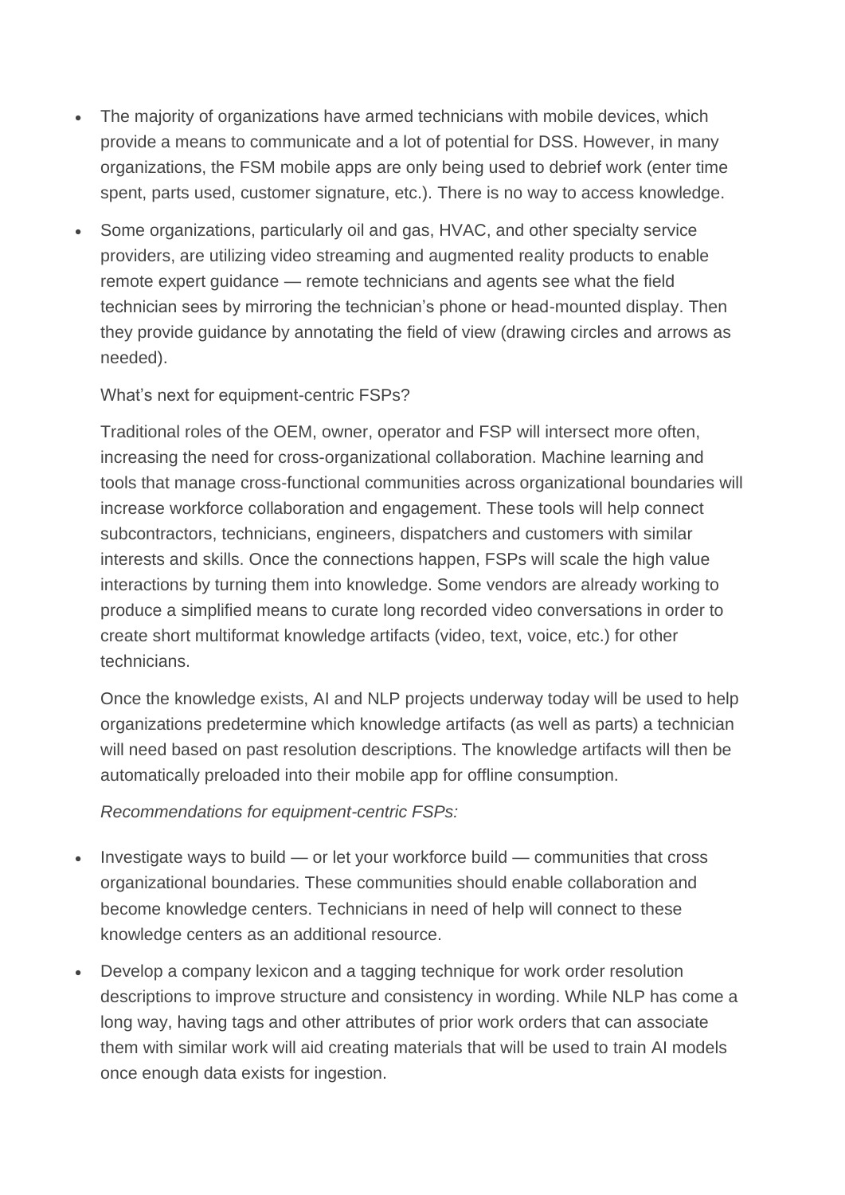- The majority of organizations have armed technicians with mobile devices, which provide a means to communicate and a lot of potential for DSS. However, in many organizations, the FSM mobile apps are only being used to debrief work (enter time spent, parts used, customer signature, etc.). There is no way to access knowledge.
- Some organizations, particularly oil and gas, HVAC, and other specialty service providers, are utilizing video streaming and augmented reality products to enable remote expert guidance — remote technicians and agents see what the field technician sees by mirroring the technician's phone or head-mounted display. Then they provide guidance by annotating the field of view (drawing circles and arrows as needed).

  What's next for equipment-centric FSPs?

  Traditional roles of the OEM, owner, operator and FSP will intersect more often, increasing the need for cross-organizational collaboration. Machine learning and tools that manage cross-functional communities across organizational boundaries will increase workforce collaboration and engagement. These tools will help connect subcontractors, technicians, engineers, dispatchers and customers with similar interests and skills. Once the connections happen, FSPs will scale the high value interactions by turning them into knowledge. Some vendors are already working to produce a simplified means to curate long recorded video conversations in order to create short multiformat knowledge artifacts (video, text, voice, etc.) for other technicians.

  Once the knowledge exists, AI and NLP projects underway today will be used to help organizations predetermine which knowledge artifacts (as well as parts) a technician will need based on past resolution descriptions. The knowledge artifacts will then be automatically preloaded into their mobile app for offline consumption.

  *Recommendations for equipment-centric FSPs:*

- Investigate ways to build — or let your workforce build — communities that cross organizational boundaries. These communities should enable collaboration and become knowledge centers. Technicians in need of help will connect to these knowledge centers as an additional resource.
- Develop a company lexicon and a tagging technique for work order resolution descriptions to improve structure and consistency in wording. While NLP has come a long way, having tags and other attributes of prior work orders that can associate them with similar work will aid creating materials that will be used to train AI models once enough data exists for ingestion.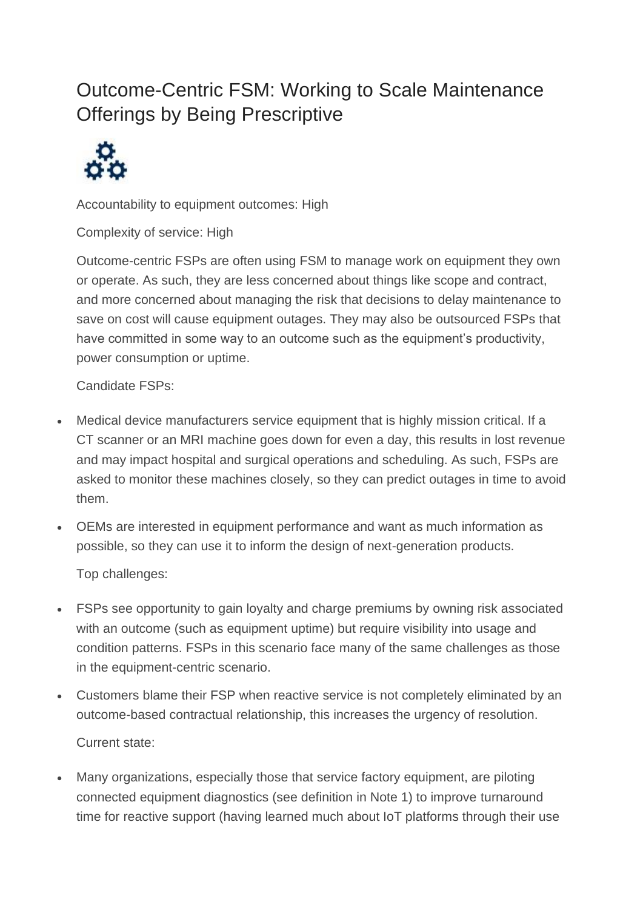# Outcome-Centric FSM: Working to Scale Maintenance Offerings by Being Prescriptive

Accountability to equipment outcomes: High

Complexity of service: High

Outcome-centric FSPs are often using FSM to manage work on equipment they own or operate. As such, they are less concerned about things like scope and contract, and more concerned about managing the risk that decisions to delay maintenance to save on cost will cause equipment outages. They may also be outsourced FSPs that have committed in some way to an outcome such as the equipment's productivity, power consumption or uptime.

Candidate FSPs:

- Medical device manufacturers service equipment that is highly mission critical. If a CT scanner or an MRI machine goes down for even a day, this results in lost revenue and may impact hospital and surgical operations and scheduling. As such, FSPs are asked to monitor these machines closely, so they can predict outages in time to avoid them.
- OEMs are interested in equipment performance and want as much information as possible, so they can use it to inform the design of next-generation products.

Top challenges:

- FSPs see opportunity to gain loyalty and charge premiums by owning risk associated with an outcome (such as equipment uptime) but require visibility into usage and condition patterns. FSPs in this scenario face many of the same challenges as those in the equipment-centric scenario.
- Customers blame their FSP when reactive service is not completely eliminated by an outcome-based contractual relationship, this increases the urgency of resolution.

Current state:

- Many organizations, especially those that service factory equipment, are piloting connected equipment diagnostics (see definition in Note 1) to improve turnaround time for reactive support (having learned much about IoT platforms through their use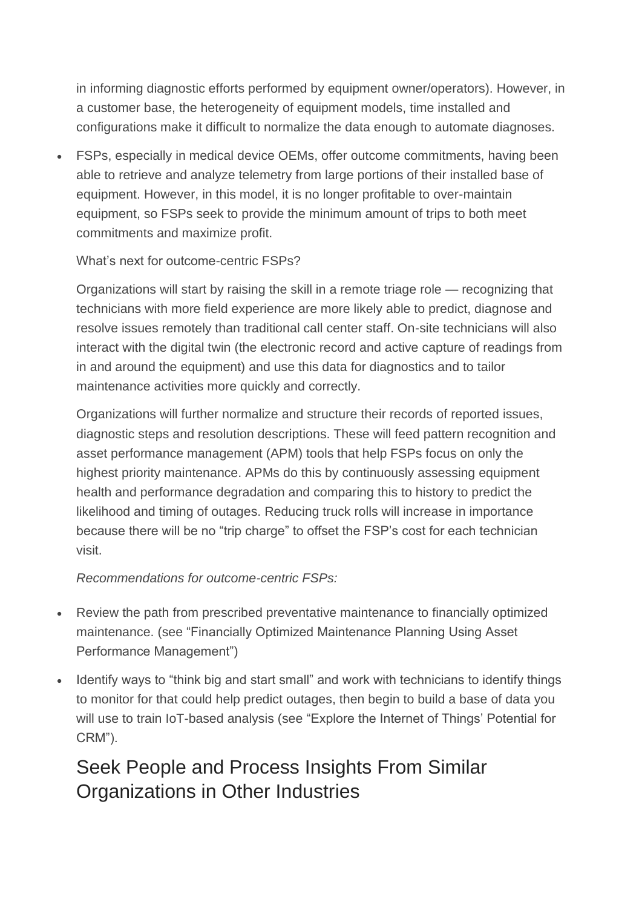in informing diagnostic efforts performed by equipment owner/operators). However, in a customer base, the heterogeneity of equipment models, time installed and configurations make it difficult to normalize the data enough to automate diagnoses.

- FSPs, especially in medical device OEMs, offer outcome commitments, having been able to retrieve and analyze telemetry from large portions of their installed base of equipment. However, in this model, it is no longer profitable to over-maintain equipment, so FSPs seek to provide the minimum amount of trips to both meet commitments and maximize profit.

What's next for outcome-centric FSPs?

Organizations will start by raising the skill in a remote triage role — recognizing that technicians with more field experience are more likely able to predict, diagnose and resolve issues remotely than traditional call center staff. On-site technicians will also interact with the digital twin (the electronic record and active capture of readings from in and around the equipment) and use this data for diagnostics and to tailor maintenance activities more quickly and correctly.

Organizations will further normalize and structure their records of reported issues, diagnostic steps and resolution descriptions. These will feed pattern recognition and asset performance management (APM) tools that help FSPs focus on only the highest priority maintenance. APMs do this by continuously assessing equipment health and performance degradation and comparing this to history to predict the likelihood and timing of outages. Reducing truck rolls will increase in importance because there will be no "trip charge" to offset the FSP's cost for each technician visit.

*Recommendations for outcome-centric FSPs:*

- Review the path from prescribed preventative maintenance to financially optimized maintenance. (see "Financially Optimized Maintenance Planning Using Asset Performance Management")
- Identify ways to "think big and start small" and work with technicians to identify things to monitor for that could help predict outages, then begin to build a base of data you will use to train IoT-based analysis (see "Explore the Internet of Things' Potential for CRM").

## Seek People and Process Insights From Similar Organizations in Other Industries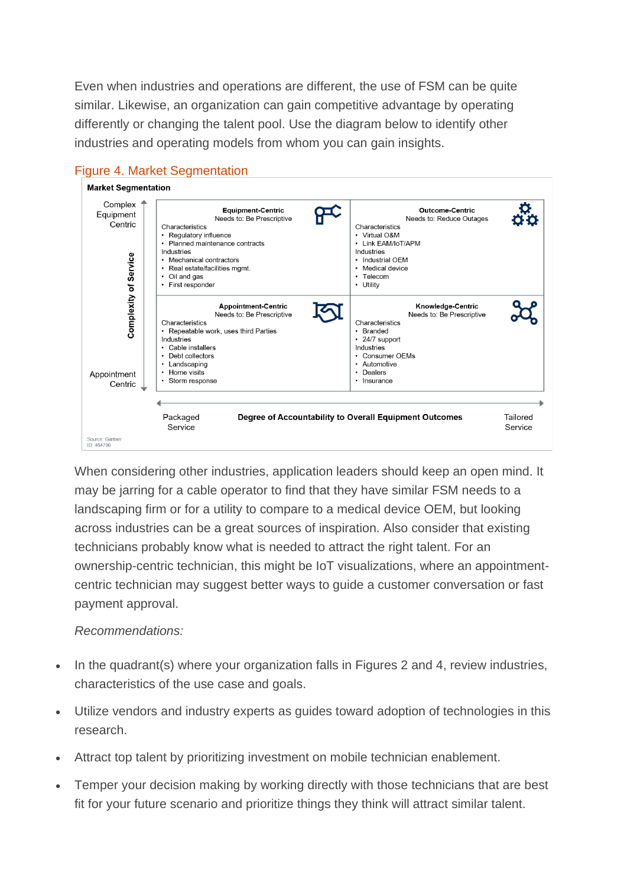Even when industries and operations are different, the use of FSM can be quite similar. Likewise, an organization can gain competitive advantage by operating differently or changing the talent pool. Use the diagram below to identify other industries and operating models from whom you can gain insights.

Figure 4. Market Segmentation

**Market Segmentation**

| Complexity of Service ↑ | Packaged Service | Tailored Service |
|---|---|---|
| Complex Equipment Centric | **Equipment-Centric**<br>Needs to: Be Prescriptive<br>Characteristics<br>• Regulatory influence<br>• Planned maintenance contracts<br>Industries<br>• Mechanical contractors<br>• Real estate/facilities mgmt.<br>• Oil and gas<br>• First responder | **Outcome-Centric**<br>Needs to: Reduce Outages<br>Characteristics<br>• Virtual O&M<br>• Link EAM/IoT/APM<br>Industries<br>• Industrial OEM<br>• Medical device<br>• Telecom<br>• Utility |
| Appointment Centric | **Appointment-Centric**<br>Needs to: Be Prescriptive<br>Characteristics<br>• Repeatable work, uses third Parties<br>Industries<br>• Cable installers<br>• Debt collectors<br>• Landscaping<br>• Home visits<br>• Storm response | **Knowledge-Centric**<br>Needs to: Be Prescriptive<br>Characteristics<br>• Branded<br>• 24/7 support<br>Industries<br>• Consumer OEMs<br>• Automotive<br>• Dealers<br>• Insurance |

Packaged Service ← **Degree of Accountability to Overall Equipment Outcomes** → Tailored Service

Source: Gartner
ID: 464790

When considering other industries, application leaders should keep an open mind. It may be jarring for a cable operator to find that they have similar FSM needs to a landscaping firm or for a utility to compare to a medical device OEM, but looking across industries can be a great sources of inspiration. Also consider that existing technicians probably know what is needed to attract the right talent. For an ownership-centric technician, this might be IoT visualizations, where an appointment-centric technician may suggest better ways to guide a customer conversation or fast payment approval.

*Recommendations:*

- In the quadrant(s) where your organization falls in Figures 2 and 4, review industries, characteristics of the use case and goals.
- Utilize vendors and industry experts as guides toward adoption of technologies in this research.
- Attract top talent by prioritizing investment on mobile technician enablement.
- Temper your decision making by working directly with those technicians that are best fit for your future scenario and prioritize things they think will attract similar talent.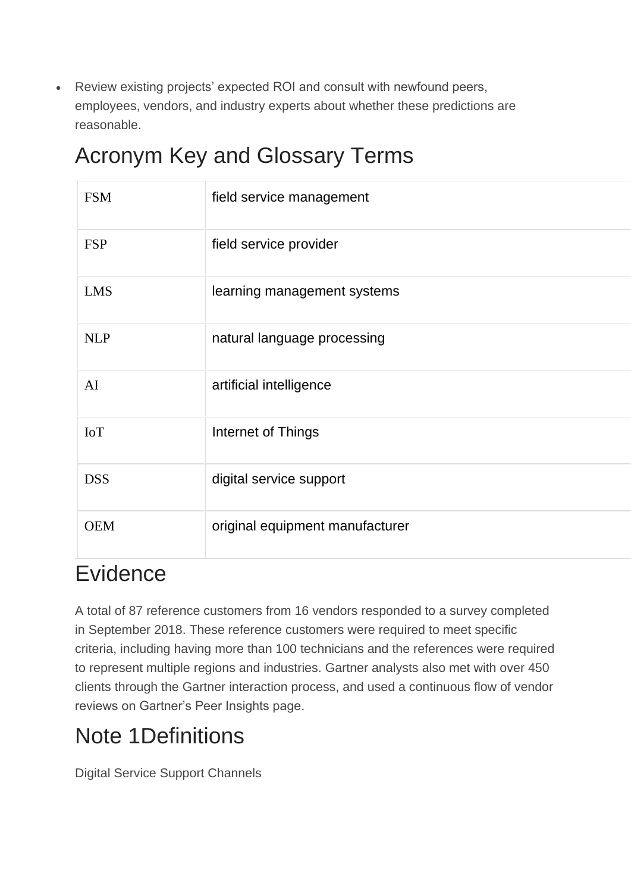- Review existing projects' expected ROI and consult with newfound peers, employees, vendors, and industry experts about whether these predictions are reasonable.

## Acronym Key and Glossary Terms

| | |
|---|---|
| FSM | field service management |
| FSP | field service provider |
| LMS | learning management systems |
| NLP | natural language processing |
| AI | artificial intelligence |
| IoT | Internet of Things |
| DSS | digital service support |
| OEM | original equipment manufacturer |

## Evidence

A total of 87 reference customers from 16 vendors responded to a survey completed in September 2018. These reference customers were required to meet specific criteria, including having more than 100 technicians and the references were required to represent multiple regions and industries. Gartner analysts also met with over 450 clients through the Gartner interaction process, and used a continuous flow of vendor reviews on Gartner's Peer Insights page.

## Note 1Definitions

Digital Service Support Channels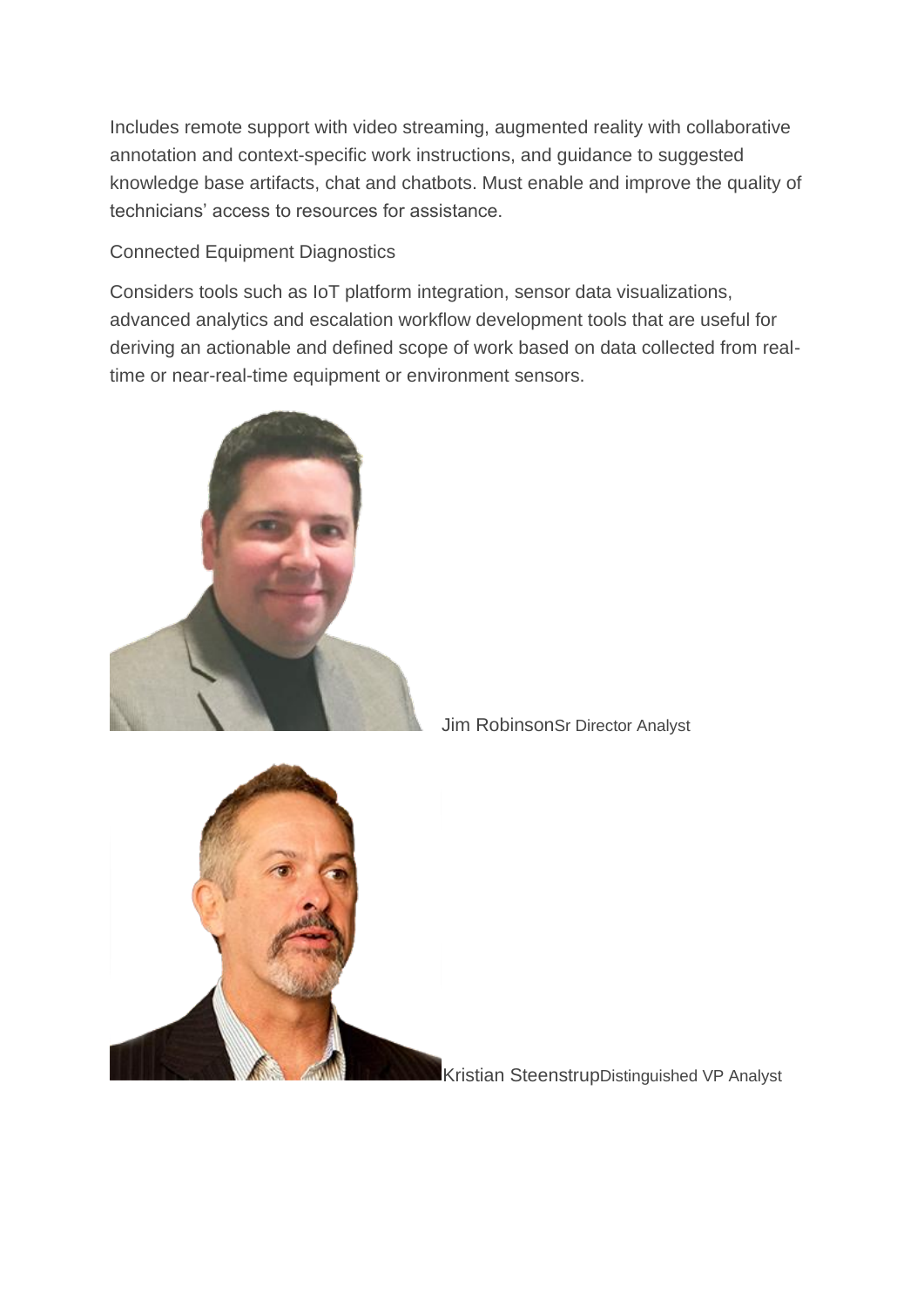Includes remote support with video streaming, augmented reality with collaborative annotation and context-specific work instructions, and guidance to suggested knowledge base artifacts, chat and chatbots. Must enable and improve the quality of technicians' access to resources for assistance.

Connected Equipment Diagnostics

Considers tools such as IoT platform integration, sensor data visualizations, advanced analytics and escalation workflow development tools that are useful for deriving an actionable and defined scope of work based on data collected from real-time or near-real-time equipment or environment sensors.

Jim Robinson Sr Director Analyst

Kristian Steenstrup Distinguished VP Analyst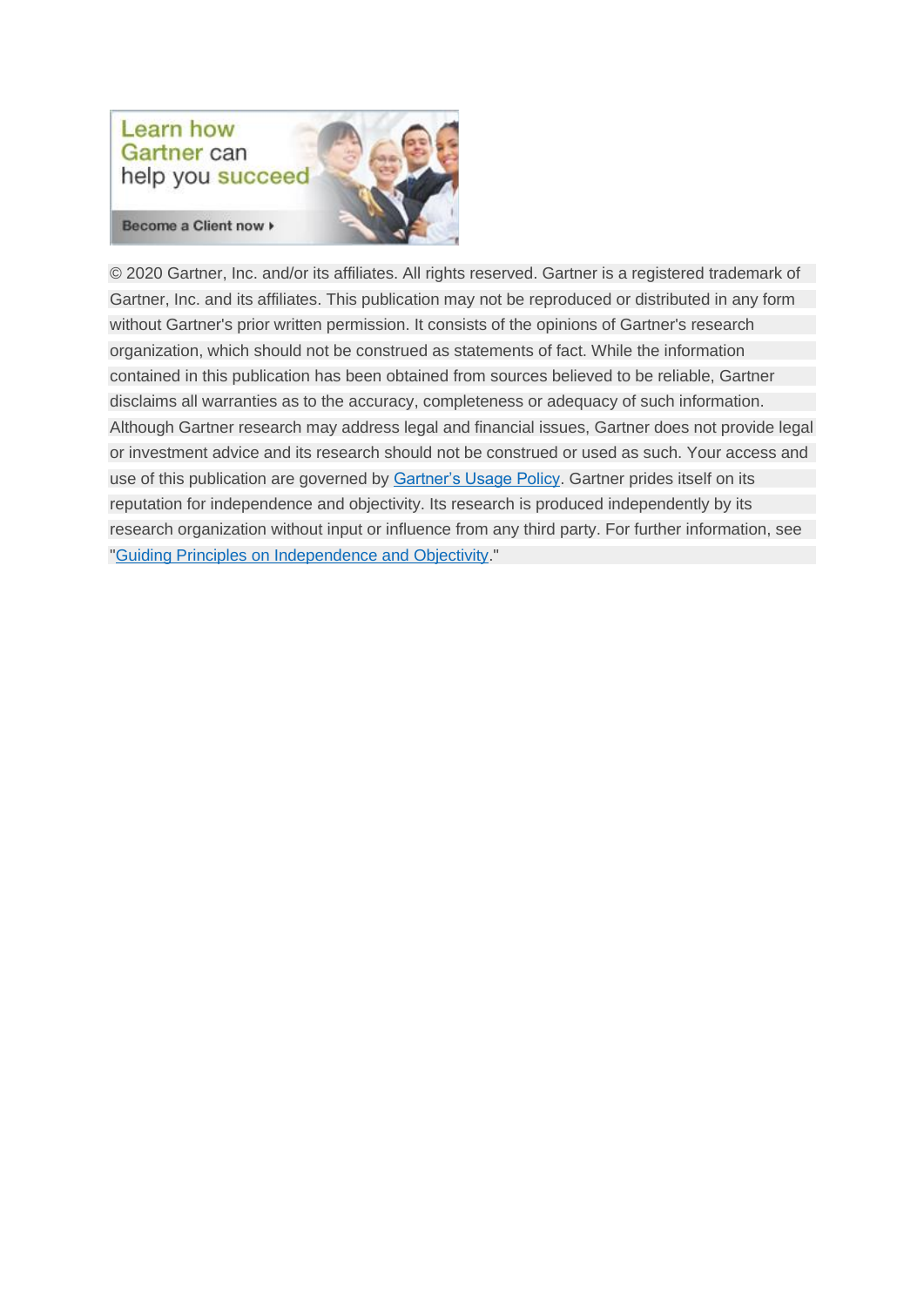© 2020 Gartner, Inc. and/or its affiliates. All rights reserved. Gartner is a registered trademark of Gartner, Inc. and its affiliates. This publication may not be reproduced or distributed in any form without Gartner's prior written permission. It consists of the opinions of Gartner's research organization, which should not be construed as statements of fact. While the information contained in this publication has been obtained from sources believed to be reliable, Gartner disclaims all warranties as to the accuracy, completeness or adequacy of such information. Although Gartner research may address legal and financial issues, Gartner does not provide legal or investment advice and its research should not be construed or used as such. Your access and use of this publication are governed by Gartner's Usage Policy. Gartner prides itself on its reputation for independence and objectivity. Its research is produced independently by its research organization without input or influence from any third party. For further information, see "Guiding Principles on Independence and Objectivity."